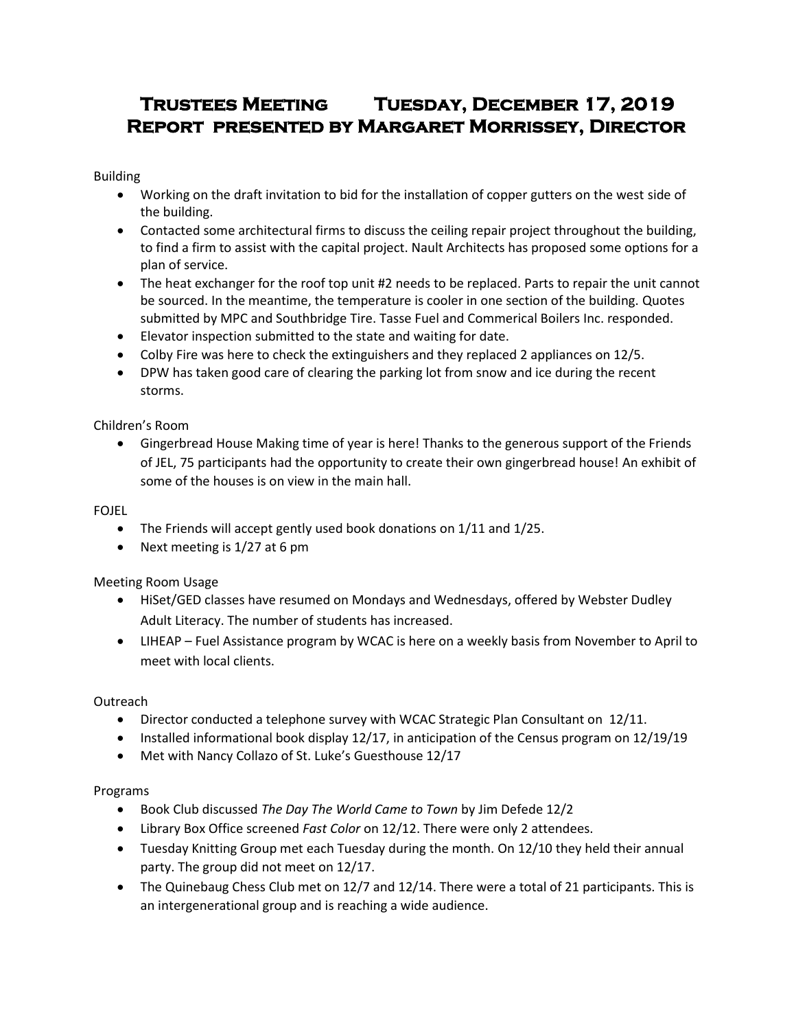# Trustees Meeting Tuesday, December 17, 2019
# Report presented by Margaret Morrissey, Director

Building

- Working on the draft invitation to bid for the installation of copper gutters on the west side of the building.
- Contacted some architectural firms to discuss the ceiling repair project throughout the building, to find a firm to assist with the capital project. Nault Architects has proposed some options for a plan of service.
- The heat exchanger for the roof top unit #2 needs to be replaced. Parts to repair the unit cannot be sourced. In the meantime, the temperature is cooler in one section of the building. Quotes submitted by MPC and Southbridge Tire. Tasse Fuel and Commerical Boilers Inc. responded.
- Elevator inspection submitted to the state and waiting for date.
- Colby Fire was here to check the extinguishers and they replaced 2 appliances on 12/5.
- DPW has taken good care of clearing the parking lot from snow and ice during the recent storms.

Children's Room

- Gingerbread House Making time of year is here! Thanks to the generous support of the Friends of JEL, 75 participants had the opportunity to create their own gingerbread house! An exhibit of some of the houses is on view in the main hall.

FOJEL

- The Friends will accept gently used book donations on 1/11 and 1/25.
- Next meeting is 1/27 at 6 pm

Meeting Room Usage

- HiSet/GED classes have resumed on Mondays and Wednesdays, offered by Webster Dudley Adult Literacy. The number of students has increased.
- LIHEAP – Fuel Assistance program by WCAC is here on a weekly basis from November to April to meet with local clients.

Outreach

- Director conducted a telephone survey with WCAC Strategic Plan Consultant on 12/11.
- Installed informational book display 12/17, in anticipation of the Census program on 12/19/19
- Met with Nancy Collazo of St. Luke's Guesthouse 12/17

Programs

- Book Club discussed *The Day The World Came to Town* by Jim Defede 12/2
- Library Box Office screened *Fast Color* on 12/12. There were only 2 attendees.
- Tuesday Knitting Group met each Tuesday during the month. On 12/10 they held their annual party. The group did not meet on 12/17.
- The Quinebaug Chess Club met on 12/7 and 12/14. There were a total of 21 participants. This is an intergenerational group and is reaching a wide audience.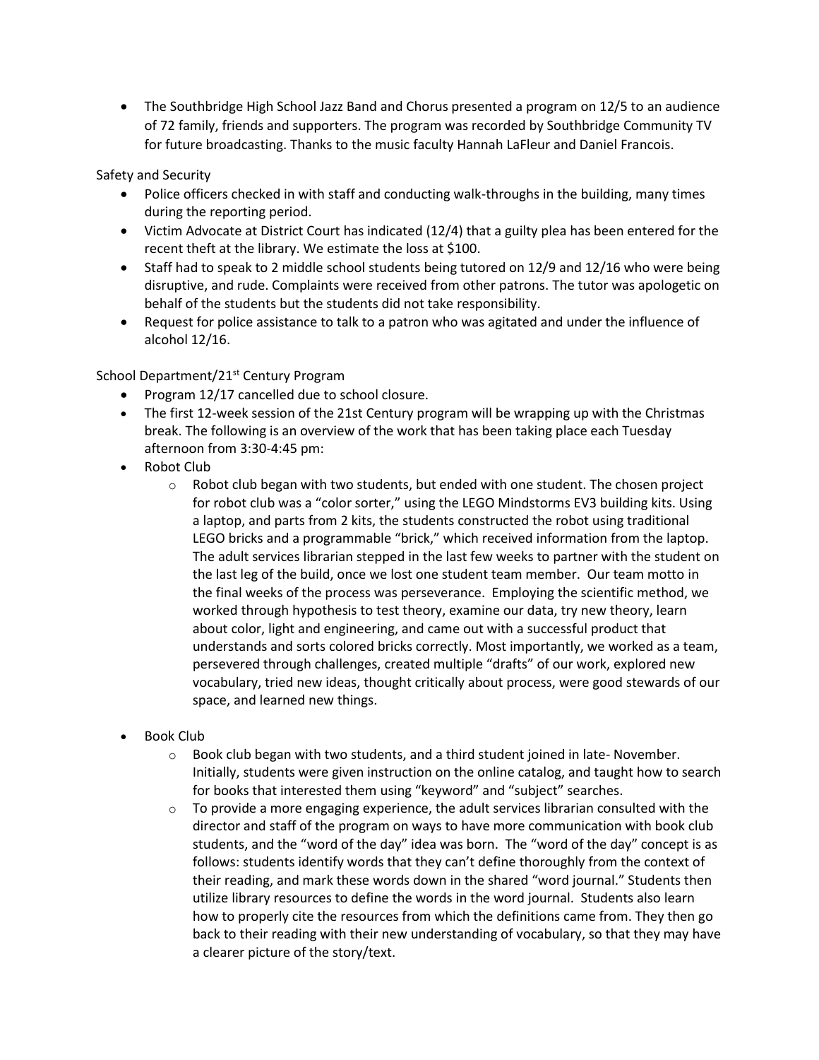- The Southbridge High School Jazz Band and Chorus presented a program on 12/5 to an audience of 72 family, friends and supporters. The program was recorded by Southbridge Community TV for future broadcasting. Thanks to the music faculty Hannah LaFleur and Daniel Francois.

Safety and Security

- Police officers checked in with staff and conducting walk-throughs in the building, many times during the reporting period.
- Victim Advocate at District Court has indicated (12/4) that a guilty plea has been entered for the recent theft at the library. We estimate the loss at $100.
- Staff had to speak to 2 middle school students being tutored on 12/9 and 12/16 who were being disruptive, and rude. Complaints were received from other patrons. The tutor was apologetic on behalf of the students but the students did not take responsibility.
- Request for police assistance to talk to a patron who was agitated and under the influence of alcohol 12/16.

School Department/21st Century Program

- Program 12/17 cancelled due to school closure.
- The first 12-week session of the 21st Century program will be wrapping up with the Christmas break. The following is an overview of the work that has been taking place each Tuesday afternoon from 3:30-4:45 pm:
- Robot Club
  - Robot club began with two students, but ended with one student. The chosen project for robot club was a "color sorter," using the LEGO Mindstorms EV3 building kits. Using a laptop, and parts from 2 kits, the students constructed the robot using traditional LEGO bricks and a programmable "brick," which received information from the laptop. The adult services librarian stepped in the last few weeks to partner with the student on the last leg of the build, once we lost one student team member. Our team motto in the final weeks of the process was perseverance. Employing the scientific method, we worked through hypothesis to test theory, examine our data, try new theory, learn about color, light and engineering, and came out with a successful product that understands and sorts colored bricks correctly. Most importantly, we worked as a team, persevered through challenges, created multiple "drafts" of our work, explored new vocabulary, tried new ideas, thought critically about process, were good stewards of our space, and learned new things.

- Book Club
  - Book club began with two students, and a third student joined in late- November. Initially, students were given instruction on the online catalog, and taught how to search for books that interested them using "keyword" and "subject" searches.
  - To provide a more engaging experience, the adult services librarian consulted with the director and staff of the program on ways to have more communication with book club students, and the "word of the day" idea was born. The "word of the day" concept is as follows: students identify words that they can't define thoroughly from the context of their reading, and mark these words down in the shared "word journal." Students then utilize library resources to define the words in the word journal. Students also learn how to properly cite the resources from which the definitions came from. They then go back to their reading with their new understanding of vocabulary, so that they may have a clearer picture of the story/text.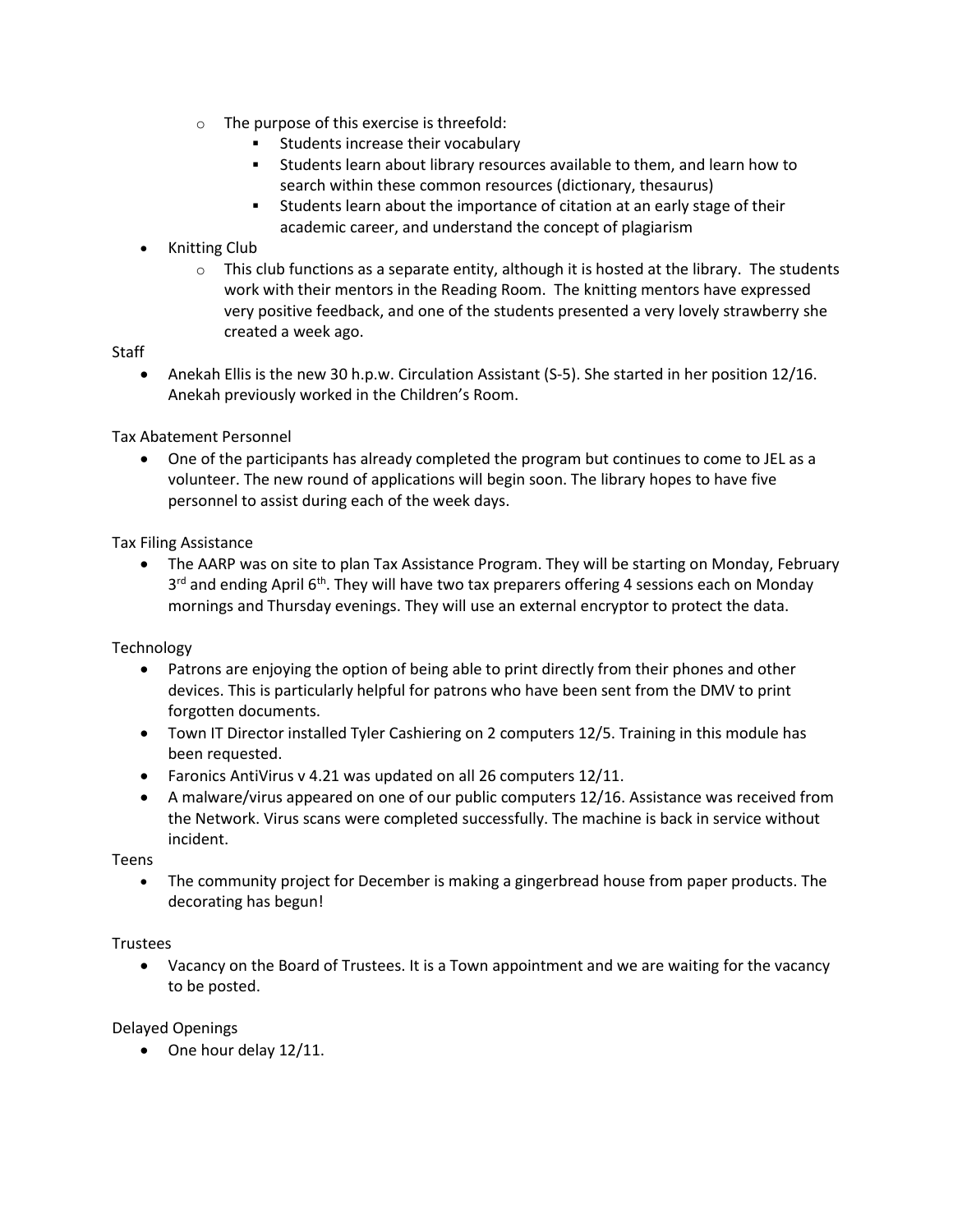- The purpose of this exercise is threefold:
    - Students increase their vocabulary
    - Students learn about library resources available to them, and learn how to search within these common resources (dictionary, thesaurus)
    - Students learn about the importance of citation at an early stage of their academic career, and understand the concept of plagiarism
- Knitting Club
    - This club functions as a separate entity, although it is hosted at the library. The students work with their mentors in the Reading Room. The knitting mentors have expressed very positive feedback, and one of the students presented a very lovely strawberry she created a week ago.

Staff

- Anekah Ellis is the new 30 h.p.w. Circulation Assistant (S-5). She started in her position 12/16. Anekah previously worked in the Children's Room.

Tax Abatement Personnel

- One of the participants has already completed the program but continues to come to JEL as a volunteer. The new round of applications will begin soon. The library hopes to have five personnel to assist during each of the week days.

Tax Filing Assistance

- The AARP was on site to plan Tax Assistance Program. They will be starting on Monday, February 3rd and ending April 6th. They will have two tax preparers offering 4 sessions each on Monday mornings and Thursday evenings. They will use an external encryptor to protect the data.

Technology

- Patrons are enjoying the option of being able to print directly from their phones and other devices. This is particularly helpful for patrons who have been sent from the DMV to print forgotten documents.
- Town IT Director installed Tyler Cashiering on 2 computers 12/5. Training in this module has been requested.
- Faronics AntiVirus v 4.21 was updated on all 26 computers 12/11.
- A malware/virus appeared on one of our public computers 12/16. Assistance was received from the Network. Virus scans were completed successfully. The machine is back in service without incident.

Teens

- The community project for December is making a gingerbread house from paper products. The decorating has begun!

Trustees

- Vacancy on the Board of Trustees. It is a Town appointment and we are waiting for the vacancy to be posted.

Delayed Openings

- One hour delay 12/11.